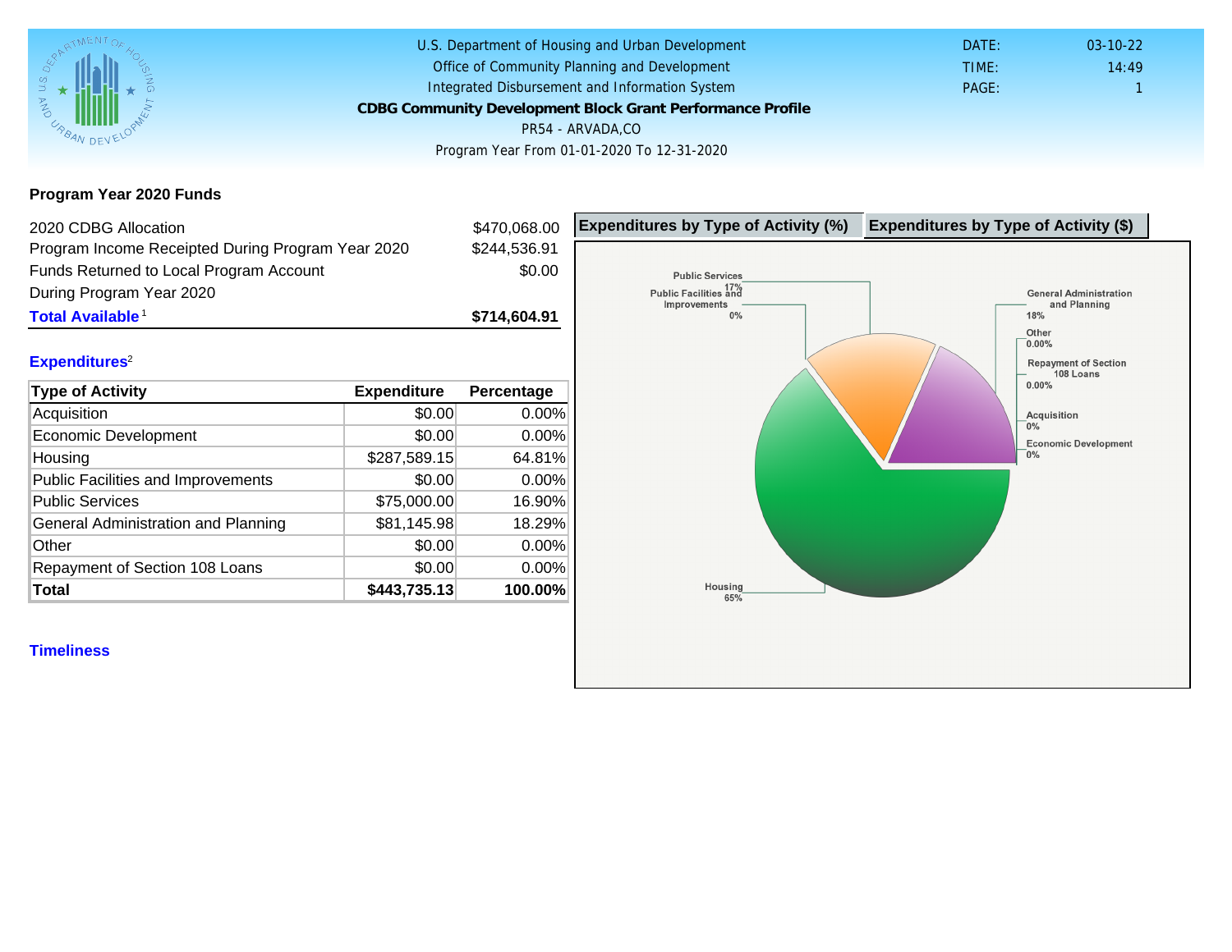U.S. Department of Housing and Urban Development
Office of Community Planning and Development
Integrated Disbursement and Information System

# CDBG Community Development Block Grant Performance Profile

PR54 - ARVADA,CO

Program Year From 01-01-2020 To 12-31-2020

DATE: 03-10-22
TIME: 14:49
PAGE: 1

## Program Year 2020 Funds

| | |
|---|---|
| 2020 CDBG Allocation | $470,068.00 |
| Program Income Receipted During Program Year 2020 | $244,536.91 |
| Funds Returned to Local Program Account During Program Year 2020 | $0.00 |
| **Total Available** [1] | **$714,604.91** |

## Expenditures[2]

| Type of Activity | Expenditure | Percentage |
|---|---|---|
| Acquisition | $0.00 | 0.00% |
| Economic Development | $0.00 | 0.00% |
| Housing | $287,589.15 | 64.81% |
| Public Facilities and Improvements | $0.00 | 0.00% |
| Public Services | $75,000.00 | 16.90% |
| General Administration and Planning | $81,145.98 | 18.29% |
| Other | $0.00 | 0.00% |
| Repayment of Section 108 Loans | $0.00 | 0.00% |
| **Total** | **$443,735.13** | **100.00%** |

**Expenditures by Type of Activity (%)** | **Expenditures by Type of Activity ($)**

Public Services 17%
Public Facilities and Improvements 0%
General Administration and Planning 18%
Other 0.00%
Repayment of Section 108 Loans 0.00%
Acquisition 0%
Economic Development 0%
Housing 65%

## Timeliness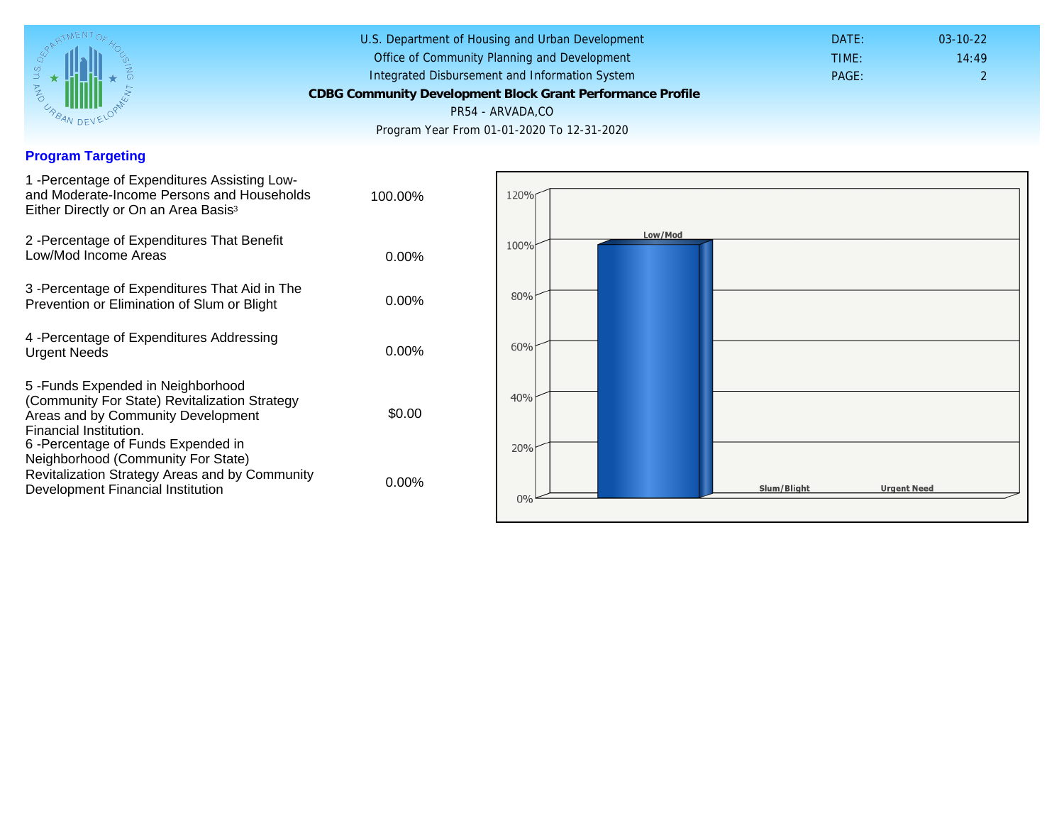U.S. Department of Housing and Urban Development
Office of Community Planning and Development
Integrated Disbursement and Information System
**CDBG Community Development Block Grant Performance Profile**
PR54 - ARVADA,CO
Program Year From 01-01-2020 To 12-31-2020

DATE: 03-10-22
TIME: 14:49
PAGE: 2

## Program Targeting

| Measure | Value |
|---|---|
| 1 -Percentage of Expenditures Assisting Low- and Moderate-Income Persons and Households Either Directly or On an Area Basis[3] | 100.00% |
| 2 -Percentage of Expenditures That Benefit Low/Mod Income Areas | 0.00% |
| 3 -Percentage of Expenditures That Aid in The Prevention or Elimination of Slum or Blight | 0.00% |
| 4 -Percentage of Expenditures Addressing Urgent Needs | 0.00% |
| 5 -Funds Expended in Neighborhood (Community For State) Revitalization Strategy Areas and by Community Development Financial Institution. | $0.00 |
| 6 -Percentage of Funds Expended in Neighborhood (Community For State) Revitalization Strategy Areas and by Community Development Financial Institution | 0.00% |

120%
100%
80%
60%
40%
20%
0%

Low/Mod
Slum/Blight
Urgent Need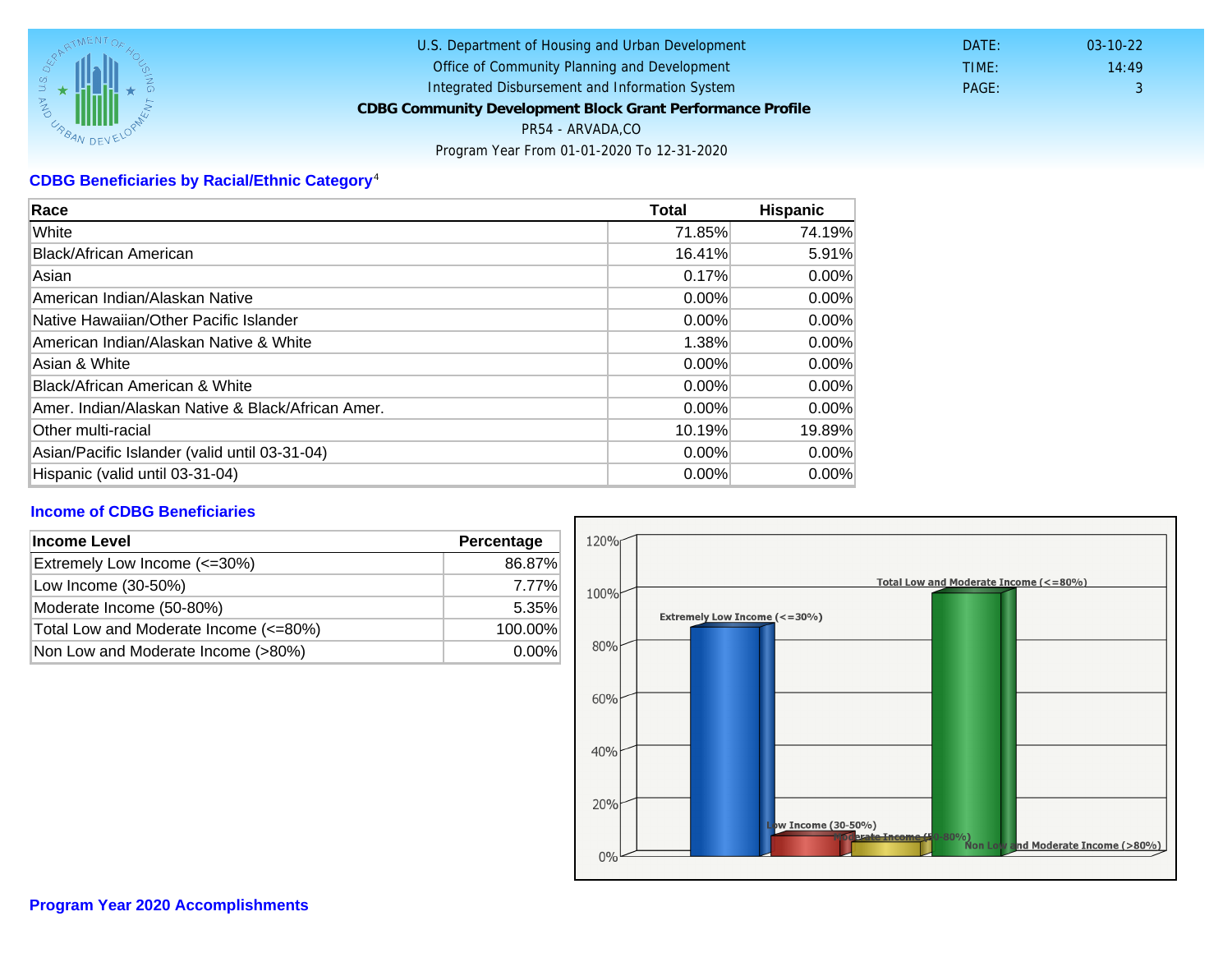U.S. Department of Housing and Urban Development
Office of Community Planning and Development
Integrated Disbursement and Information System
**CDBG Community Development Block Grant Performance Profile**
PR54 - ARVADA,CO
Program Year From 01-01-2020 To 12-31-2020

DATE: 03-10-22
TIME: 14:49
PAGE: 3

## CDBG Beneficiaries by Racial/Ethnic Category[4]

| Race | Total | Hispanic |
|---|---|---|
| White | 71.85% | 74.19% |
| Black/African American | 16.41% | 5.91% |
| Asian | 0.17% | 0.00% |
| American Indian/Alaskan Native | 0.00% | 0.00% |
| Native Hawaiian/Other Pacific Islander | 0.00% | 0.00% |
| American Indian/Alaskan Native & White | 1.38% | 0.00% |
| Asian & White | 0.00% | 0.00% |
| Black/African American & White | 0.00% | 0.00% |
| Amer. Indian/Alaskan Native & Black/African Amer. | 0.00% | 0.00% |
| Other multi-racial | 10.19% | 19.89% |
| Asian/Pacific Islander (valid until 03-31-04) | 0.00% | 0.00% |
| Hispanic (valid until 03-31-04) | 0.00% | 0.00% |

## Income of CDBG Beneficiaries

| Income Level | Percentage |
|---|---|
| Extremely Low Income (<=30%) | 86.87% |
| Low Income (30-50%) | 7.77% |
| Moderate Income (50-80%) | 5.35% |
| Total Low and Moderate Income (<=80%) | 100.00% |
| Non Low and Moderate Income (>80%) | 0.00% |

## Program Year 2020 Accomplishments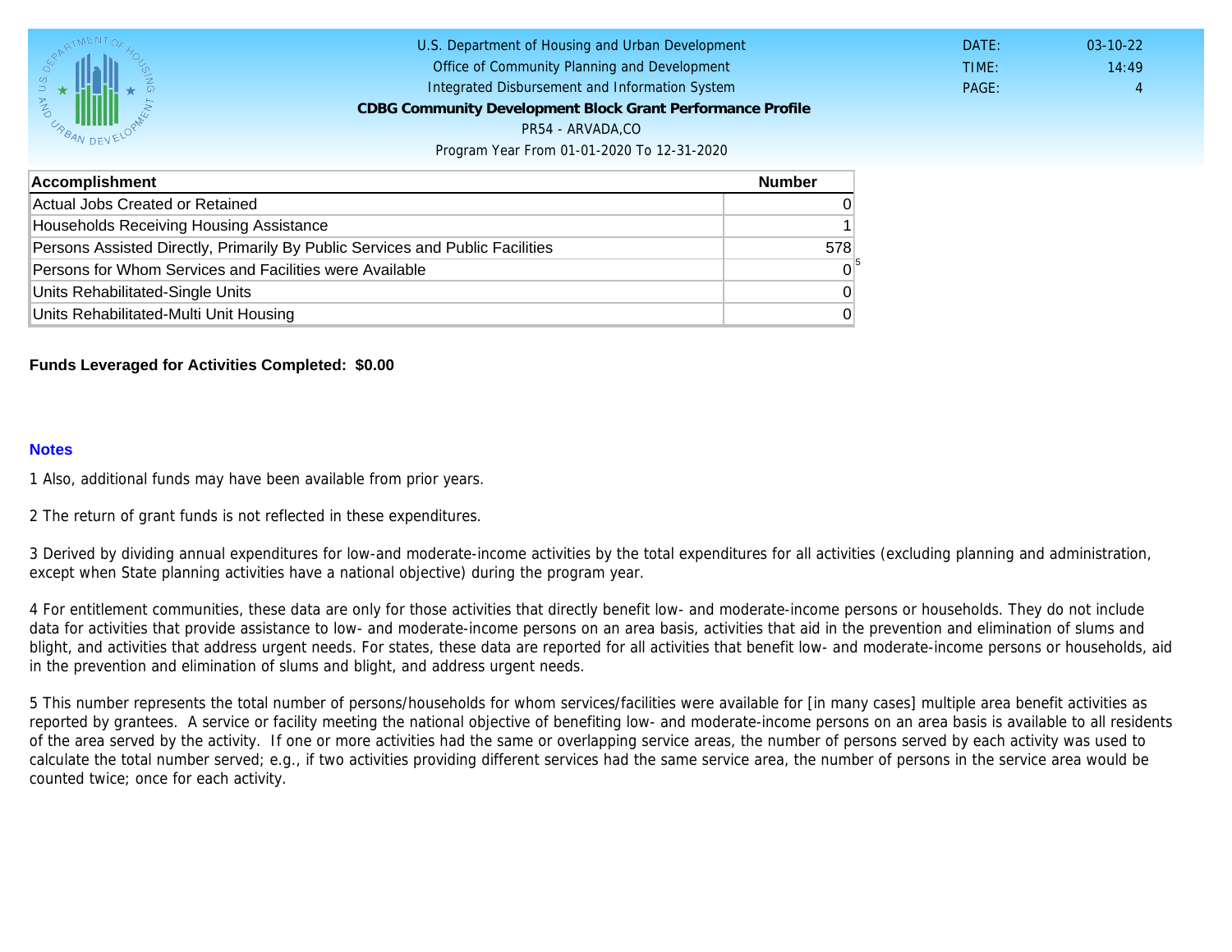U.S. Department of Housing and Urban Development
Office of Community Planning and Development
Integrated Disbursement and Information System
**CDBG Community Development Block Grant Performance Profile**
PR54 - ARVADA,CO
Program Year From 01-01-2020 To 12-31-2020

DATE: 03-10-22
TIME: 14:49

| Accomplishment | Number |
|---|---|
| Actual Jobs Created or Retained | 0 |
| Households Receiving Housing Assistance | 1 |
| Persons Assisted Directly, Primarily By Public Services and Public Facilities | 578 |
| Persons for Whom Services and Facilities were Available | 0 [5] |
| Units Rehabilitated-Single Units | 0 |
| Units Rehabilitated-Multi Unit Housing | 0 |

**Funds Leveraged for Activities Completed: $0.00**

## Notes

1 Also, additional funds may have been available from prior years.

2 The return of grant funds is not reflected in these expenditures.

3 Derived by dividing annual expenditures for low-and moderate-income activities by the total expenditures for all activities (excluding planning and administration, except when State planning activities have a national objective) during the program year.

4 For entitlement communities, these data are only for those activities that directly benefit low- and moderate-income persons or households. They do not include data for activities that provide assistance to low- and moderate-income persons on an area basis, activities that aid in the prevention and elimination of slums and blight, and activities that address urgent needs. For states, these data are reported for all activities that benefit low- and moderate-income persons or households, aid in the prevention and elimination of slums and blight, and address urgent needs.

5 This number represents the total number of persons/households for whom services/facilities were available for [in many cases] multiple area benefit activities as reported by grantees. A service or facility meeting the national objective of benefiting low- and moderate-income persons on an area basis is available to all residents of the area served by the activity. If one or more activities had the same or overlapping service areas, the number of persons served by each activity was used to calculate the total number served; e.g., if two activities providing different services had the same service area, the number of persons in the service area would be counted twice; once for each activity.